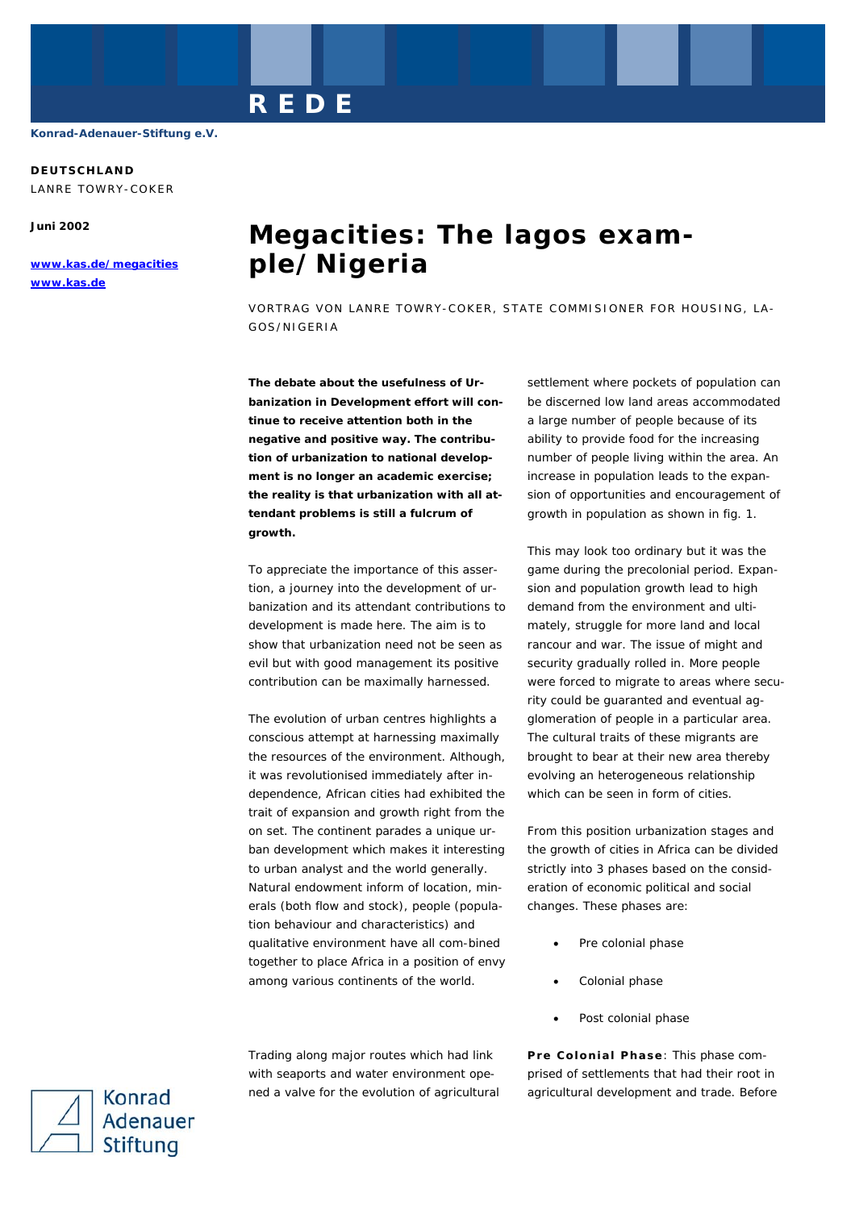REDE

Konrad-Adenauer-Stiftung e.V.

**DEUTSCHLAND**
LANRE TOWRY-COKER

**Juni 2002**

**www.kas.de/megacities**
**www.kas.de**

# Megacities: The lagos example/Nigeria

VORTRAG VON LANRE TOWRY-COKER, STATE COMMISIONER FOR HOUSING, LAGOS/NIGERIA

**The debate about the usefulness of Urbanization in Development effort will continue to receive attention both in the negative and positive way. The contribution of urbanization to national development is no longer an academic exercise; the reality is that urbanization with all attendant problems is still a fulcrum of growth.**

To appreciate the importance of this assertion, a journey into the development of urbanization and its attendant contributions to development is made here. The aim is to show that urbanization need not be seen as evil but with good management its positive contribution can be maximally harnessed.

The evolution of urban centres highlights a conscious attempt at harnessing maximally the resources of the environment. Although, it was revolutionised immediately after independence, African cities had exhibited the trait of expansion and growth right from the on set. The continent parades a unique urban development which makes it interesting to urban analyst and the world generally. Natural endowment inform of location, minerals (both flow and stock), people (population behaviour and characteristics) and qualitative environment have all com-bined together to place Africa in a position of envy among various continents of the world.

Trading along major routes which had link with seaports and water environment opened a valve for the evolution of agricultural settlement where pockets of population can be discerned low land areas accommodated a large number of people because of its ability to provide food for the increasing number of people living within the area. An increase in population leads to the expansion of opportunities and encouragement of growth in population as shown in fig. 1.

This may look too ordinary but it was the game during the precolonial period. Expansion and population growth lead to high demand from the environment and ultimately, struggle for more land and local rancour and war. The issue of might and security gradually rolled in. More people were forced to migrate to areas where security could be guaranted and eventual agglomeration of people in a particular area. The cultural traits of these migrants are brought to bear at their new area thereby evolving an heterogeneous relationship which can be seen in form of cities.

From this position urbanization stages and the growth of cities in Africa can be divided strictly into 3 phases based on the consideration of economic political and social changes. These phases are:

- Pre colonial phase
- Colonial phase
- Post colonial phase

**Pre Colonial Phase**: This phase comprised of settlements that had their root in agricultural development and trade. Before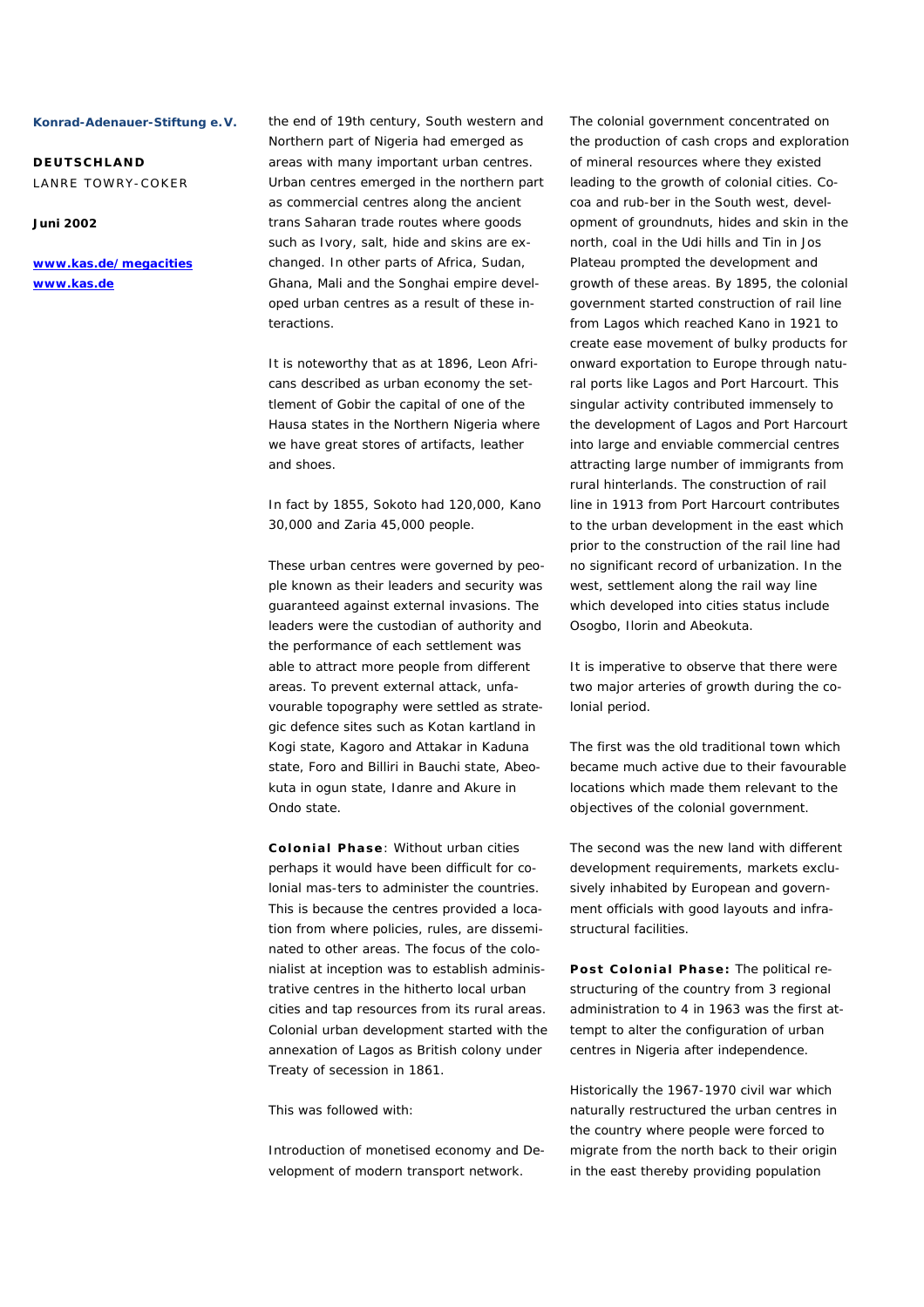the end of 19th century, South western and Northern part of Nigeria had emerged as areas with many important urban centres. Urban centres emerged in the northern part as commercial centres along the ancient trans Saharan trade routes where goods such as Ivory, salt, hide and skins are exchanged. In other parts of Africa, Sudan, Ghana, Mali and the Songhai empire developed urban centres as a result of these interactions.

It is noteworthy that as at 1896, Leon Africans described as urban economy the settlement of Gobir the capital of one of the Hausa states in the Northern Nigeria where we have great stores of artifacts, leather and shoes.

In fact by 1855, Sokoto had 120,000, Kano 30,000 and Zaria 45,000 people.

These urban centres were governed by people known as their leaders and security was guaranteed against external invasions. The leaders were the custodian of authority and the performance of each settlement was able to attract more people from different areas. To prevent external attack, unfavourable topography were settled as strategic defence sites such as Kotan kartland in Kogi state, Kagoro and Attakar in Kaduna state, Foro and Billiri in Bauchi state, Abeokuta in ogun state, Idanre and Akure in Ondo state.

**Colonial Phase**: Without urban cities perhaps it would have been difficult for colonial mas-ters to administer the countries. This is because the centres provided a location from where policies, rules, are disseminated to other areas. The focus of the colonialist at inception was to establish administrative centres in the hitherto local urban cities and tap resources from its rural areas. Colonial urban development started with the annexation of Lagos as British colony under Treaty of secession in 1861.

This was followed with:

Introduction of monetised economy and Development of modern transport network.

The colonial government concentrated on the production of cash crops and exploration of mineral resources where they existed leading to the growth of colonial cities. Cocoa and rub-ber in the South west, development of groundnuts, hides and skin in the north, coal in the Udi hills and Tin in Jos Plateau prompted the development and growth of these areas. By 1895, the colonial government started construction of rail line from Lagos which reached Kano in 1921 to create ease movement of bulky products for onward exportation to Europe through natural ports like Lagos and Port Harcourt. This singular activity contributed immensely to the development of Lagos and Port Harcourt into large and enviable commercial centres attracting large number of immigrants from rural hinterlands. The construction of rail line in 1913 from Port Harcourt contributes to the urban development in the east which prior to the construction of the rail line had no significant record of urbanization. In the west, settlement along the rail way line which developed into cities status include Osogbo, Ilorin and Abeokuta.

It is imperative to observe that there were two major arteries of growth during the colonial period.

The first was the old traditional town which became much active due to their favourable locations which made them relevant to the objectives of the colonial government.

The second was the new land with different development requirements, markets exclusively inhabited by European and government officials with good layouts and infrastructural facilities.

**Post Colonial Phase:** The political restructuring of the country from 3 regional administration to 4 in 1963 was the first attempt to alter the configuration of urban centres in Nigeria after independence.

Historically the 1967-1970 civil war which naturally restructured the urban centres in the country where people were forced to migrate from the north back to their origin in the east thereby providing population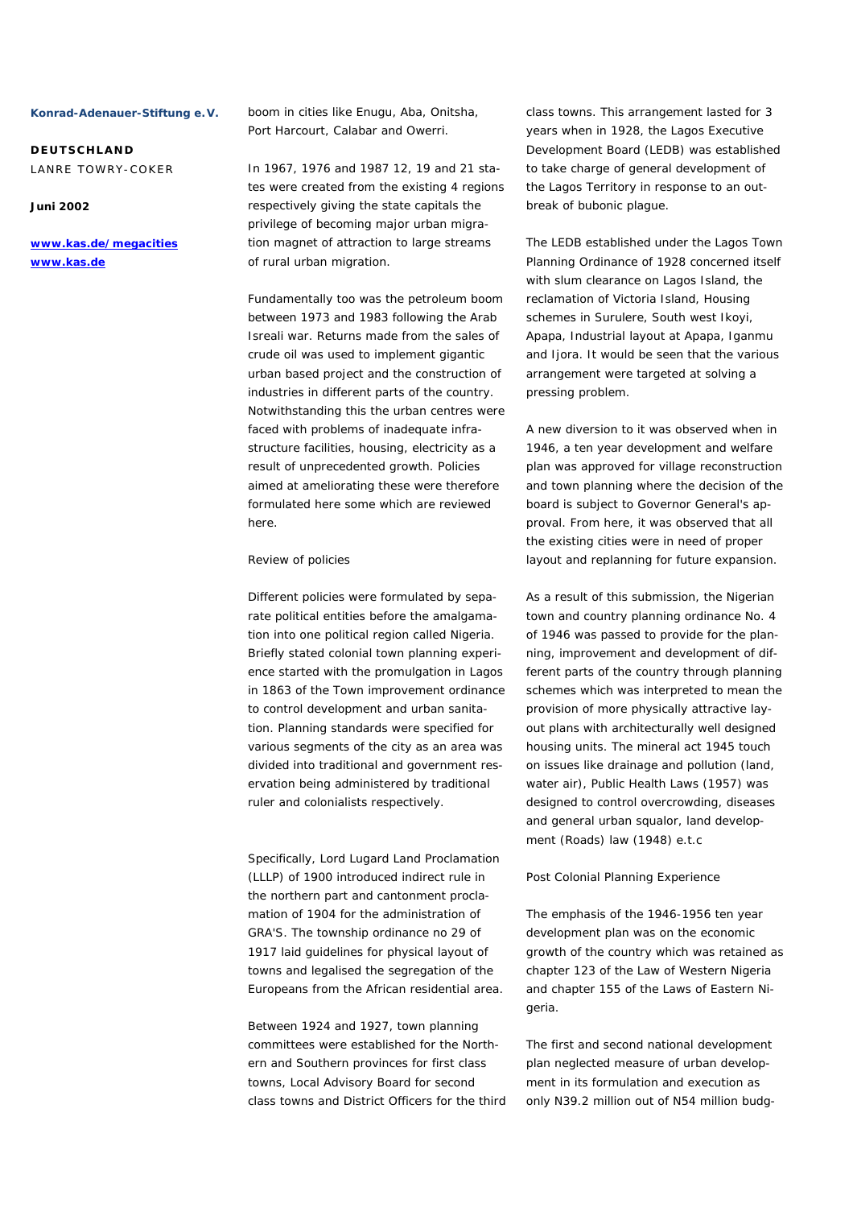boom in cities like Enugu, Aba, Onitsha, Port Harcourt, Calabar and Owerri.

In 1967, 1976 and 1987 12, 19 and 21 states were created from the existing 4 regions respectively giving the state capitals the privilege of becoming major urban migration magnet of attraction to large streams of rural urban migration.

Fundamentally too was the petroleum boom between 1973 and 1983 following the Arab Isreali war. Returns made from the sales of crude oil was used to implement gigantic urban based project and the construction of industries in different parts of the country. Notwithstanding this the urban centres were faced with problems of inadequate infrastructure facilities, housing, electricity as a result of unprecedented growth. Policies aimed at ameliorating these were therefore formulated here some which are reviewed here.

Review of policies

Different policies were formulated by separate political entities before the amalgamation into one political region called Nigeria. Briefly stated colonial town planning experience started with the promulgation in Lagos in 1863 of the Town improvement ordinance to control development and urban sanitation. Planning standards were specified for various segments of the city as an area was divided into traditional and government reservation being administered by traditional ruler and colonialists respectively.

Specifically, Lord Lugard Land Proclamation (LLLP) of 1900 introduced indirect rule in the northern part and cantonment proclamation of 1904 for the administration of GRA'S. The township ordinance no 29 of 1917 laid guidelines for physical layout of towns and legalised the segregation of the Europeans from the African residential area.

Between 1924 and 1927, town planning committees were established for the Northern and Southern provinces for first class towns, Local Advisory Board for second class towns and District Officers for the third class towns. This arrangement lasted for 3 years when in 1928, the Lagos Executive Development Board (LEDB) was established to take charge of general development of the Lagos Territory in response to an outbreak of bubonic plague.

The LEDB established under the Lagos Town Planning Ordinance of 1928 concerned itself with slum clearance on Lagos Island, the reclamation of Victoria Island, Housing schemes in Surulere, South west Ikoyi, Apapa, Industrial layout at Apapa, Iganmu and Ijora. It would be seen that the various arrangement were targeted at solving a pressing problem.

A new diversion to it was observed when in 1946, a ten year development and welfare plan was approved for village reconstruction and town planning where the decision of the board is subject to Governor General's approval. From here, it was observed that all the existing cities were in need of proper layout and replanning for future expansion.

As a result of this submission, the Nigerian town and country planning ordinance No. 4 of 1946 was passed to provide for the planning, improvement and development of different parts of the country through planning schemes which was interpreted to mean the provision of more physically attractive layout plans with architecturally well designed housing units. The mineral act 1945 touch on issues like drainage and pollution (land, water air), Public Health Laws (1957) was designed to control overcrowding, diseases and general urban squalor, land development (Roads) law (1948) e.t.c

Post Colonial Planning Experience

The emphasis of the 1946-1956 ten year development plan was on the economic growth of the country which was retained as chapter 123 of the Law of Western Nigeria and chapter 155 of the Laws of Eastern Nigeria.

The first and second national development plan neglected measure of urban development in its formulation and execution as only N39.2 million out of N54 million budg-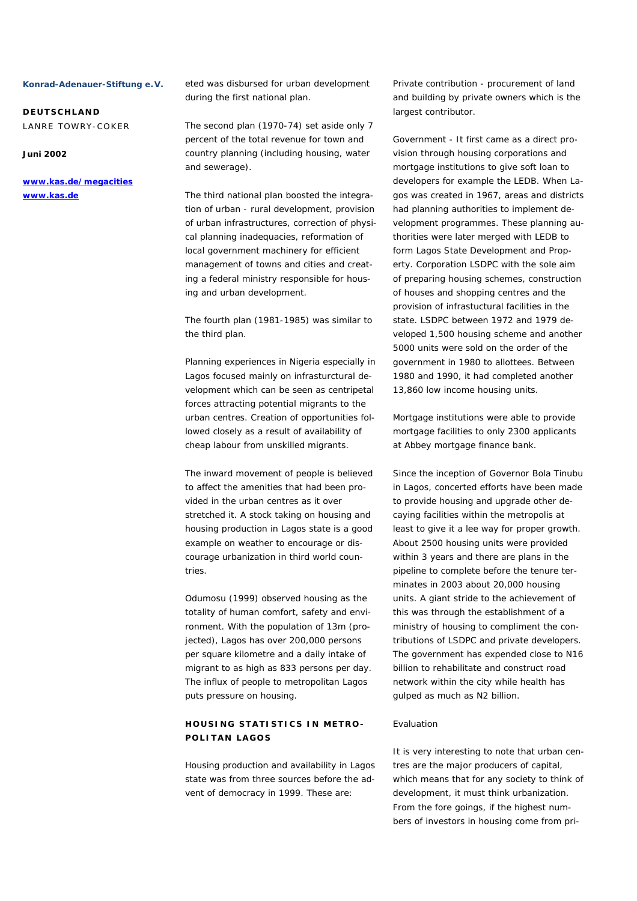eted was disbursed for urban development during the first national plan.

The second plan (1970-74) set aside only 7 percent of the total revenue for town and country planning (including housing, water and sewerage).

The third national plan boosted the integration of urban - rural development, provision of urban infrastructures, correction of physical planning inadequacies, reformation of local government machinery for efficient management of towns and cities and creating a federal ministry responsible for housing and urban development.

The fourth plan (1981-1985) was similar to the third plan.

Planning experiences in Nigeria especially in Lagos focused mainly on infrasturctural development which can be seen as centripetal forces attracting potential migrants to the urban centres. Creation of opportunities followed closely as a result of availability of cheap labour from unskilled migrants.

The inward movement of people is believed to affect the amenities that had been provided in the urban centres as it over stretched it. A stock taking on housing and housing production in Lagos state is a good example on weather to encourage or discourage urbanization in third world countries.

Odumosu (1999) observed housing as the totality of human comfort, safety and environment. With the population of 13m (projected), Lagos has over 200,000 persons per square kilometre and a daily intake of migrant to as high as 833 persons per day. The influx of people to metropolitan Lagos puts pressure on housing.

## HOUSING STATISTICS IN METROPOLITAN LAGOS

Housing production and availability in Lagos state was from three sources before the advent of democracy in 1999. These are:

Private contribution - procurement of land and building by private owners which is the largest contributor.

Government - It first came as a direct provision through housing corporations and mortgage institutions to give soft loan to developers for example the LEDB. When Lagos was created in 1967, areas and districts had planning authorities to implement development programmes. These planning authorities were later merged with LEDB to form Lagos State Development and Property. Corporation LSDPC with the sole aim of preparing housing schemes, construction of houses and shopping centres and the provision of infrastuctural facilities in the state. LSDPC between 1972 and 1979 developed 1,500 housing scheme and another 5000 units were sold on the order of the government in 1980 to allottees. Between 1980 and 1990, it had completed another 13,860 low income housing units.

Mortgage institutions were able to provide mortgage facilities to only 2300 applicants at Abbey mortgage finance bank.

Since the inception of Governor Bola Tinubu in Lagos, concerted efforts have been made to provide housing and upgrade other decaying facilities within the metropolis at least to give it a lee way for proper growth. About 2500 housing units were provided within 3 years and there are plans in the pipeline to complete before the tenure terminates in 2003 about 20,000 housing units. A giant stride to the achievement of this was through the establishment of a ministry of housing to compliment the contributions of LSDPC and private developers. The government has expended close to N16 billion to rehabilitate and construct road network within the city while health has gulped as much as N2 billion.

Evaluation

It is very interesting to note that urban centres are the major producers of capital, which means that for any society to think of development, it must think urbanization. From the fore goings, if the highest numbers of investors in housing come from pri-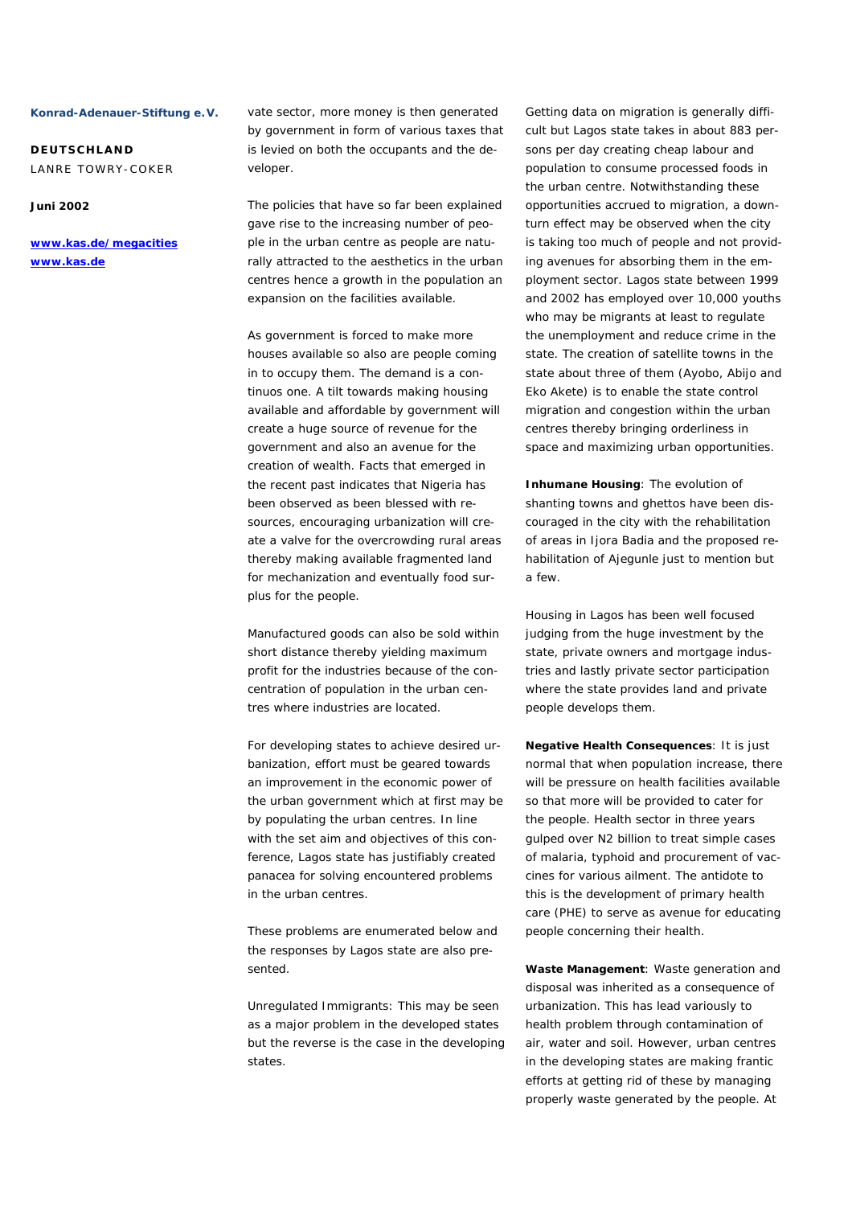vate sector, more money is then generated by government in form of various taxes that is levied on both the occupants and the developer.

The policies that have so far been explained gave rise to the increasing number of people in the urban centre as people are naturally attracted to the aesthetics in the urban centres hence a growth in the population an expansion on the facilities available.

As government is forced to make more houses available so also are people coming in to occupy them. The demand is a continuous one. A tilt towards making housing available and affordable by government will create a huge source of revenue for the government and also an avenue for the creation of wealth. Facts that emerged in the recent past indicates that Nigeria has been observed as been blessed with resources, encouraging urbanization will create a valve for the overcrowding rural areas thereby making available fragmented land for mechanization and eventually food surplus for the people.

Manufactured goods can also be sold within short distance thereby yielding maximum profit for the industries because of the concentration of population in the urban centres where industries are located.

For developing states to achieve desired urbanization, effort must be geared towards an improvement in the economic power of the urban government which at first may be by populating the urban centres. In line with the set aim and objectives of this conference, Lagos state has justifiably created panacea for solving encountered problems in the urban centres.

These problems are enumerated below and the responses by Lagos state are also presented.

Unregulated Immigrants: This may be seen as a major problem in the developed states but the reverse is the case in the developing states.

Getting data on migration is generally difficult but Lagos state takes in about 883 persons per day creating cheap labour and population to consume processed foods in the urban centre. Notwithstanding these opportunities accrued to migration, a downturn effect may be observed when the city is taking too much of people and not providing avenues for absorbing them in the employment sector. Lagos state between 1999 and 2002 has employed over 10,000 youths who may be migrants at least to regulate the unemployment and reduce crime in the state. The creation of satellite towns in the state about three of them (Ayobo, Abijo and Eko Akete) is to enable the state control migration and congestion within the urban centres thereby bringing orderliness in space and maximizing urban opportunities.

**Inhumane Housing**: The evolution of shanting towns and ghettos have been discouraged in the city with the rehabilitation of areas in Ijora Badia and the proposed rehabilitation of Ajegunle just to mention but a few.

Housing in Lagos has been well focused judging from the huge investment by the state, private owners and mortgage industries and lastly private sector participation where the state provides land and private people develops them.

**Negative Health Consequences**: It is just normal that when population increase, there will be pressure on health facilities available so that more will be provided to cater for the people. Health sector in three years gulped over N2 billion to treat simple cases of malaria, typhoid and procurement of vaccines for various ailment. The antidote to this is the development of primary health care (PHE) to serve as avenue for educating people concerning their health.

**Waste Management**: Waste generation and disposal was inherited as a consequence of urbanization. This has lead variously to health problem through contamination of air, water and soil. However, urban centres in the developing states are making frantic efforts at getting rid of these by managing properly waste generated by the people. At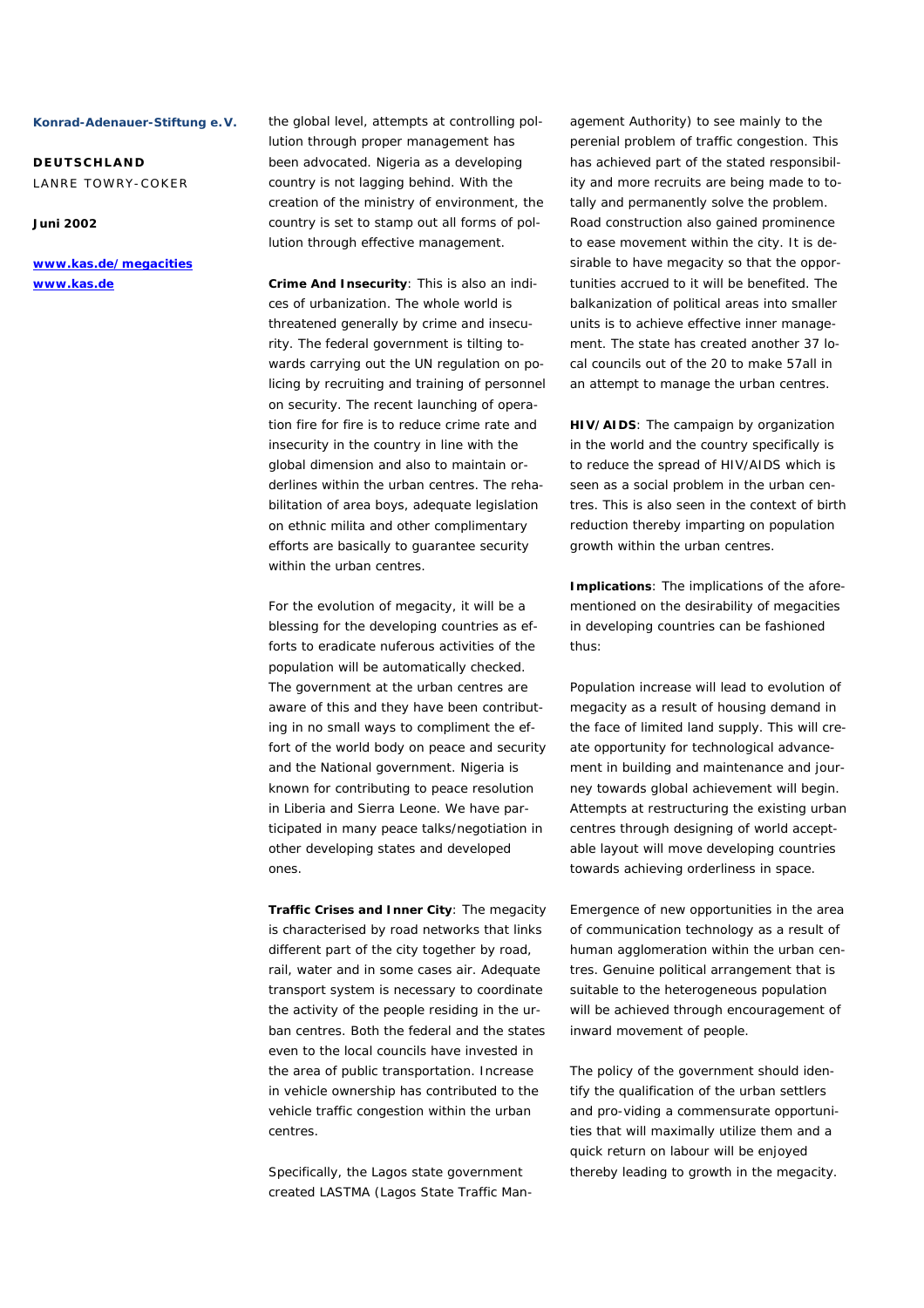the global level, attempts at controlling pollution through proper management has been advocated. Nigeria as a developing country is not lagging behind. With the creation of the ministry of environment, the country is set to stamp out all forms of pollution through effective management.

**Crime And Insecurity**: This is also an indices of urbanization. The whole world is threatened generally by crime and insecurity. The federal government is tilting towards carrying out the UN regulation on policing by recruiting and training of personnel on security. The recent launching of operation fire for fire is to reduce crime rate and insecurity in the country in line with the global dimension and also to maintain orderlines within the urban centres. The rehabilitation of area boys, adequate legislation on ethnic milita and other complimentary efforts are basically to guarantee security within the urban centres.

For the evolution of megacity, it will be a blessing for the developing countries as efforts to eradicate nuferous activities of the population will be automatically checked. The government at the urban centres are aware of this and they have been contributing in no small ways to compliment the effort of the world body on peace and security and the National government. Nigeria is known for contributing to peace resolution in Liberia and Sierra Leone. We have participated in many peace talks/negotiation in other developing states and developed ones.

**Traffic Crises and Inner City**: The megacity is characterised by road networks that links different part of the city together by road, rail, water and in some cases air. Adequate transport system is necessary to coordinate the activity of the people residing in the urban centres. Both the federal and the states even to the local councils have invested in the area of public transportation. Increase in vehicle ownership has contributed to the vehicle traffic congestion within the urban centres.

Specifically, the Lagos state government created LASTMA (Lagos State Traffic Management Authority) to see mainly to the perenial problem of traffic congestion. This has achieved part of the stated responsibility and more recruits are being made to totally and permanently solve the problem. Road construction also gained prominence to ease movement within the city. It is desirable to have megacity so that the opportunities accrued to it will be benefited. The balkanization of political areas into smaller units is to achieve effective inner management. The state has created another 37 local councils out of the 20 to make 57all in an attempt to manage the urban centres.

**HIV/AIDS**: The campaign by organization in the world and the country specifically is to reduce the spread of HIV/AIDS which is seen as a social problem in the urban centres. This is also seen in the context of birth reduction thereby imparting on population growth within the urban centres.

**Implications**: The implications of the aforementioned on the desirability of megacities in developing countries can be fashioned thus:

Population increase will lead to evolution of megacity as a result of housing demand in the face of limited land supply. This will create opportunity for technological advancement in building and maintenance and journey towards global achievement will begin. Attempts at restructuring the existing urban centres through designing of world acceptable layout will move developing countries towards achieving orderliness in space.

Emergence of new opportunities in the area of communication technology as a result of human agglomeration within the urban centres. Genuine political arrangement that is suitable to the heterogeneous population will be achieved through encouragement of inward movement of people.

The policy of the government should identify the qualification of the urban settlers and pro-viding a commensurate opportunities that will maximally utilize them and a quick return on labour will be enjoyed thereby leading to growth in the megacity.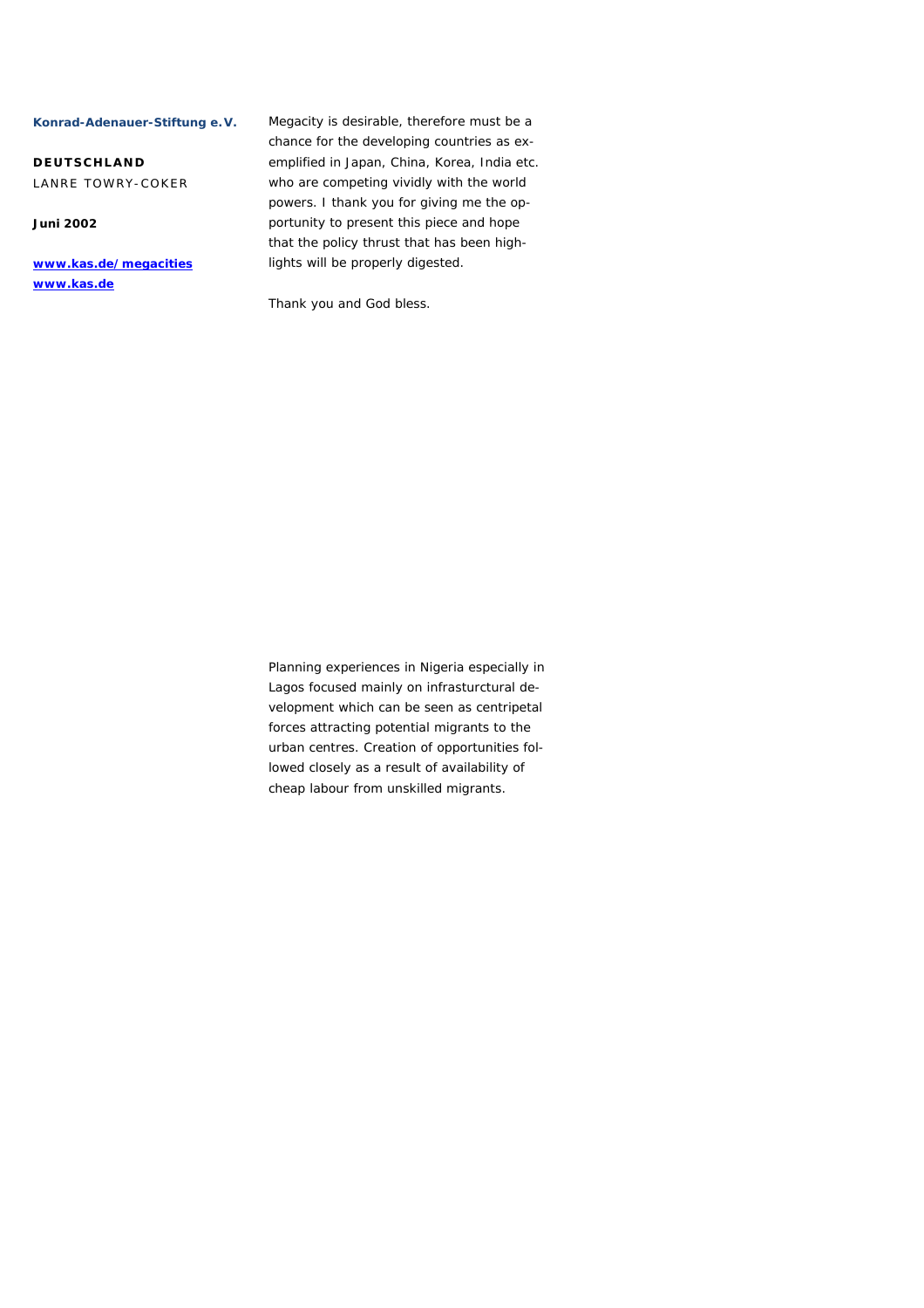Megacity is desirable, therefore must be a chance for the developing countries as exemplified in Japan, China, Korea, India etc. who are competing vividly with the world powers. I thank you for giving me the opportunity to present this piece and hope that the policy thrust that has been highlights will be properly digested.

Thank you and God bless.

Planning experiences in Nigeria especially in Lagos focused mainly on infrasturctural development which can be seen as centripetal forces attracting potential migrants to the urban centres. Creation of opportunities followed closely as a result of availability of cheap labour from unskilled migrants.